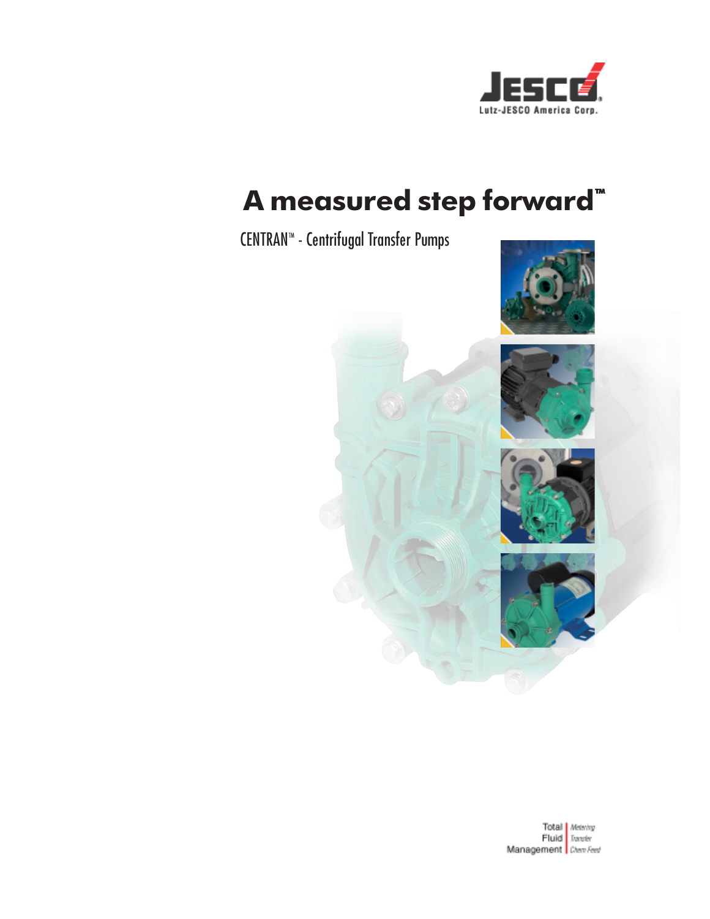JESCO

Lutz-JESCO America Corp.

# A measured step forward™

CENTRAN™ - Centrifugal Transfer Pumps

Total Fluid Management | Metering Transfer Chem Feed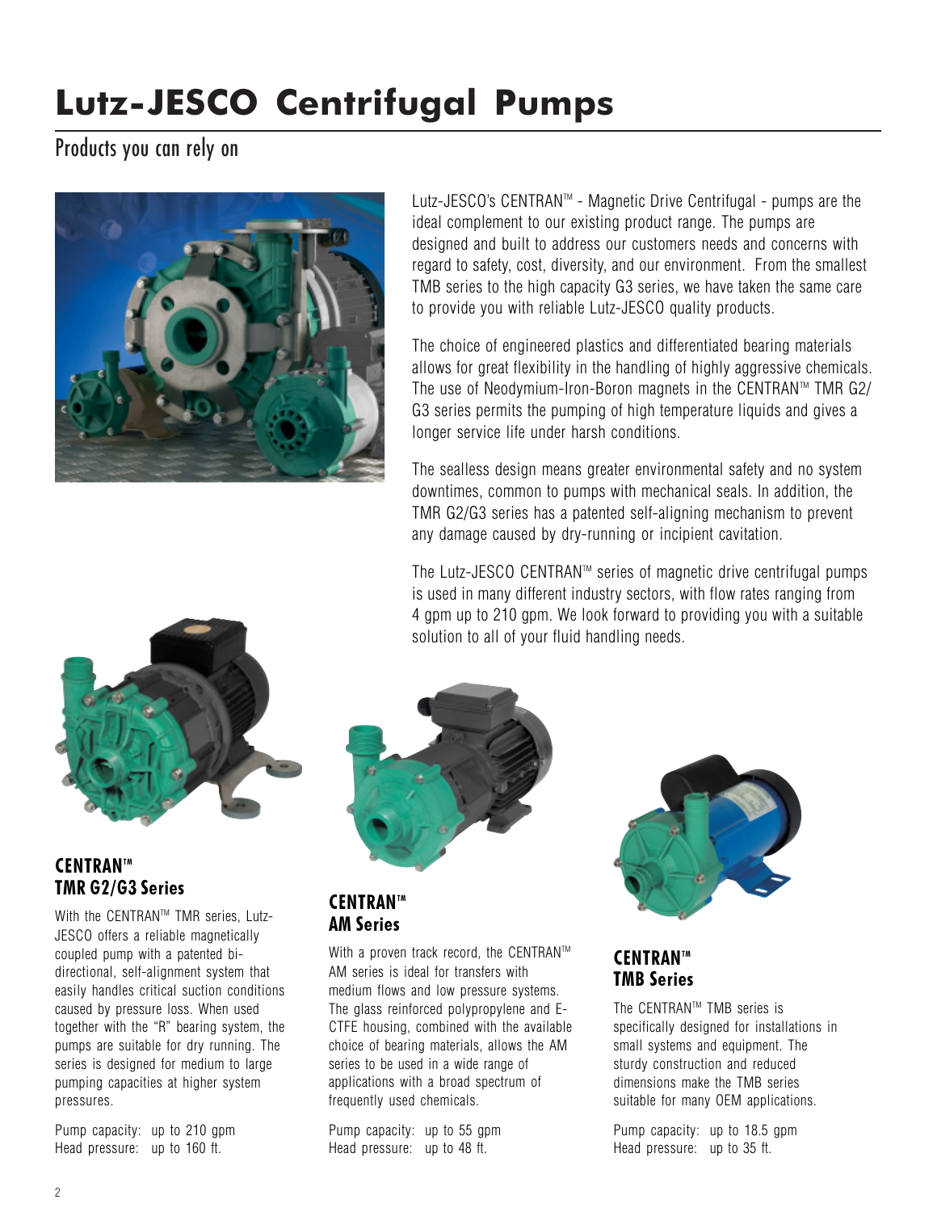# Lutz-JESCO Centrifugal Pumps

## Products you can rely on

Lutz-JESCO's CENTRAN™ - Magnetic Drive Centrifugal - pumps are the ideal complement to our existing product range. The pumps are designed and built to address our customers needs and concerns with regard to safety, cost, diversity, and our environment. From the smallest TMB series to the high capacity G3 series, we have taken the same care to provide you with reliable Lutz-JESCO quality products.

The choice of engineered plastics and differentiated bearing materials allows for great flexibility in the handling of highly aggressive chemicals. The use of Neodymium-Iron-Boron magnets in the CENTRAN™ TMR G2/G3 series permits the pumping of high temperature liquids and gives a longer service life under harsh conditions.

The sealless design means greater environmental safety and no system downtimes, common to pumps with mechanical seals. In addition, the TMR G2/G3 series has a patented self-aligning mechanism to prevent any damage caused by dry-running or incipient cavitation.

The Lutz-JESCO CENTRAN™ series of magnetic drive centrifugal pumps is used in many different industry sectors, with flow rates ranging from 4 gpm up to 210 gpm. We look forward to providing you with a suitable solution to all of your fluid handling needs.

### CENTRAN™ TMR G2/G3 Series

With the CENTRAN™ TMR series, Lutz-JESCO offers a reliable magnetically coupled pump with a patented bi-directional, self-alignment system that easily handles critical suction conditions caused by pressure loss. When used together with the "R" bearing system, the pumps are suitable for dry running. The series is designed for medium to large pumping capacities at higher system pressures.

Pump capacity: up to 210 gpm
Head pressure: up to 160 ft.

### CENTRAN™ AM Series

With a proven track record, the CENTRAN™ AM series is ideal for transfers with medium flows and low pressure systems. The glass reinforced polypropylene and E-CTFE housing, combined with the available choice of bearing materials, allows the AM series to be used in a wide range of applications with a broad spectrum of frequently used chemicals.

Pump capacity: up to 55 gpm
Head pressure: up to 48 ft.

### CENTRAN™ TMB Series

The CENTRAN™ TMB series is specifically designed for installations in small systems and equipment. The sturdy construction and reduced dimensions make the TMB series suitable for many OEM applications.

Pump capacity: up to 18.5 gpm
Head pressure: up to 35 ft.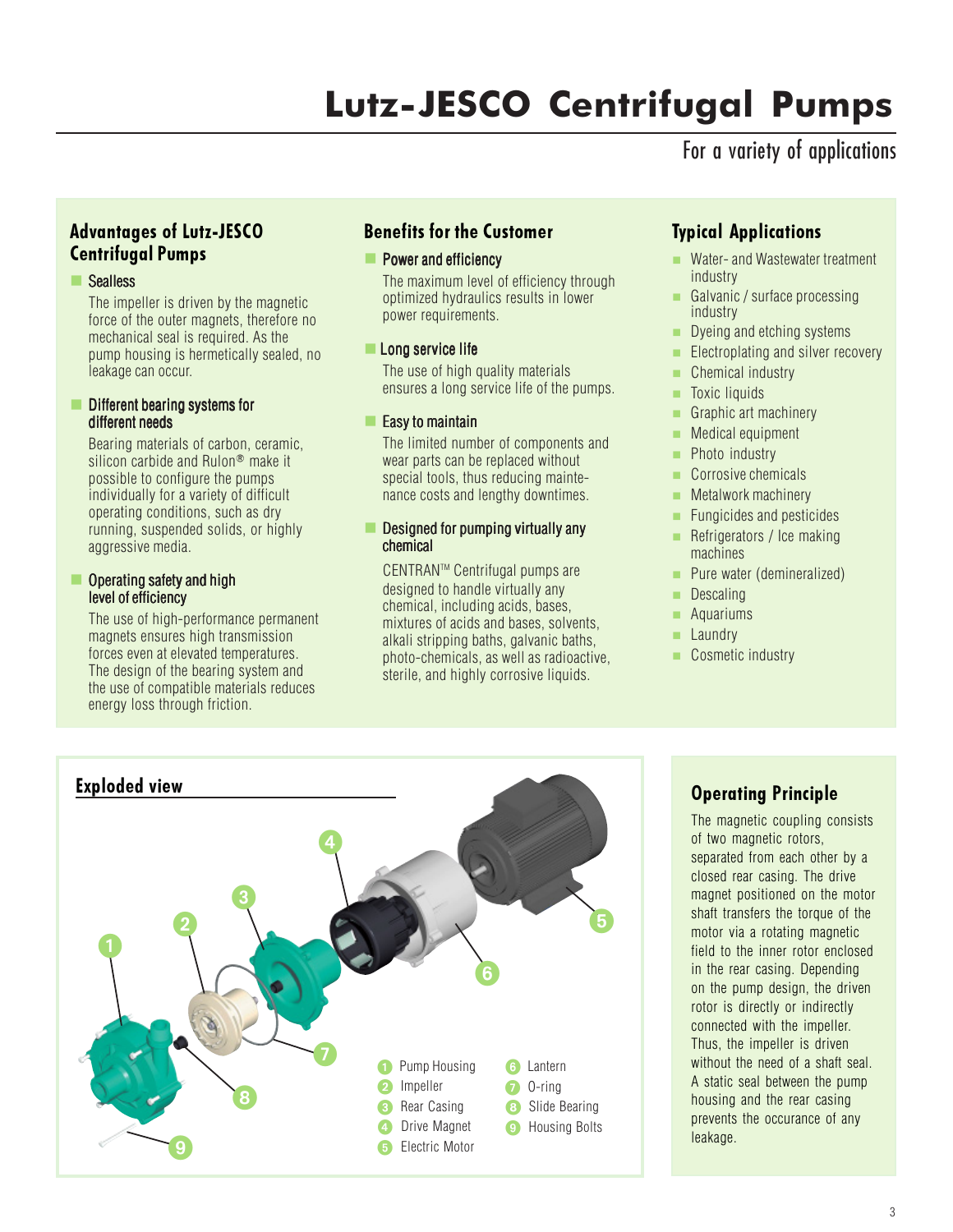# Lutz-JESCO Centrifugal Pumps

For a variety of applications

## Advantages of Lutz-JESCO Centrifugal Pumps

**Sealless**

The impeller is driven by the magnetic force of the outer magnets, therefore no mechanical seal is required. As the pump housing is hermetically sealed, no leakage can occur.

**Different bearing systems for different needs**

Bearing materials of carbon, ceramic, silicon carbide and Rulon® make it possible to configure the pumps individually for a variety of difficult operating conditions, such as dry running, suspended solids, or highly aggressive media.

**Operating safety and high level of efficiency**

The use of high-performance permanent magnets ensures high transmission forces even at elevated temperatures. The design of the bearing system and the use of compatible materials reduces energy loss through friction.

## Benefits for the Customer

**Power and efficiency**

The maximum level of efficiency through optimized hydraulics results in lower power requirements.

**Long service life**

The use of high quality materials ensures a long service life of the pumps.

**Easy to maintain**

The limited number of components and wear parts can be replaced without special tools, thus reducing maintenance costs and lengthy downtimes.

**Designed for pumping virtually any chemical**

CENTRAN™ Centrifugal pumps are designed to handle virtually any chemical, including acids, bases, mixtures of acids and bases, solvents, alkali stripping baths, galvanic baths, photo-chemicals, as well as radioactive, sterile, and highly corrosive liquids.

## Typical Applications

- Water- and Wastewater treatment industry
- Galvanic / surface processing industry
- Dyeing and etching systems
- Electroplating and silver recovery
- Chemical industry
- Toxic liquids
- Graphic art machinery
- Medical equipment
- Photo industry
- Corrosive chemicals
- Metalwork machinery
- Fungicides and pesticides
- Refrigerators / Ice making machines
- Pure water (demineralized)
- Descaling
- Aquariums
- Laundry
- Cosmetic industry

## Exploded view

1. Pump Housing
2. Impeller
3. Rear Casing
4. Drive Magnet
5. Electric Motor
6. Lantern
7. O-ring
8. Slide Bearing
9. Housing Bolts

## Operating Principle

The magnetic coupling consists of two magnetic rotors, separated from each other by a closed rear casing. The drive magnet positioned on the motor shaft transfers the torque of the motor via a rotating magnetic field to the inner rotor enclosed in the rear casing. Depending on the pump design, the driven rotor is directly or indirectly connected with the impeller. Thus, the impeller is driven without the need of a shaft seal. A static seal between the pump housing and the rear casing prevents the occurance of any leakage.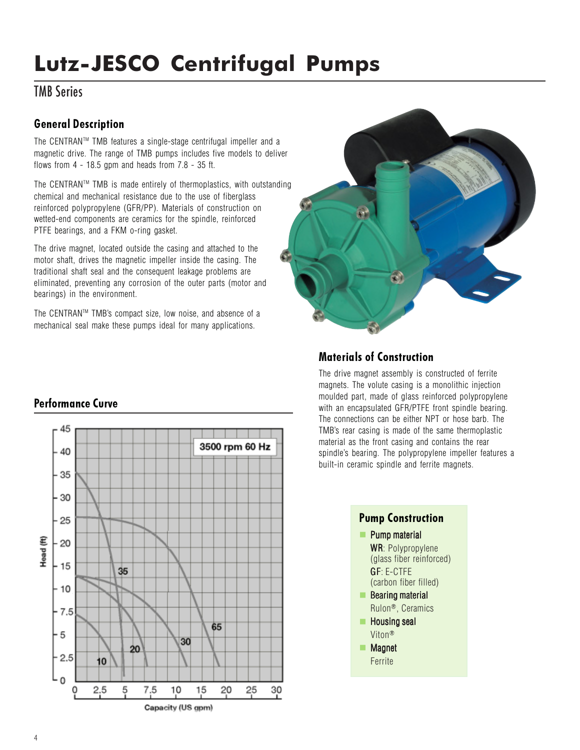# Lutz-JESCO Centrifugal Pumps

## TMB Series

### General Description

The CENTRAN™ TMB features a single-stage centrifugal impeller and a magnetic drive. The range of TMB pumps includes five models to deliver flows from 4 - 18.5 gpm and heads from 7.8 - 35 ft.

The CENTRAN™ TMB is made entirely of thermoplastics, with outstanding chemical and mechanical resistance due to the use of fiberglass reinforced polypropylene (GFR/PP). Materials of construction on wetted-end components are ceramics for the spindle, reinforced PTFE bearings, and a FKM o-ring gasket.

The drive magnet, located outside the casing and attached to the motor shaft, drives the magnetic impeller inside the casing. The traditional shaft seal and the consequent leakage problems are eliminated, preventing any corrosion of the outer parts (motor and bearings) in the environment.

The CENTRAN™ TMB's compact size, low noise, and absence of a mechanical seal make these pumps ideal for many applications.

### Performance Curve

3500 rpm 60 Hz

Head (ft) vs. Capacity (US gpm) — curves: 10, 20, 30, 35, 65

### Materials of Construction

The drive magnet assembly is constructed of ferrite magnets. The volute casing is a monolithic injection moulded part, made of glass reinforced polypropylene with an encapsulated GFR/PTFE front spindle bearing. The connections can be either NPT or hose barb. The TMB's rear casing is made of the same thermoplastic material as the front casing and contains the rear spindle's bearing. The polypropylene impeller features a built-in ceramic spindle and ferrite magnets.

### Pump Construction

- **Pump material**
  **WR**: Polypropylene (glass fiber reinforced)
  **GF**: E-CTFE (carbon fiber filled)
- **Bearing material**
  Rulon®, Ceramics
- **Housing seal**
  Viton®
- **Magnet**
  Ferrite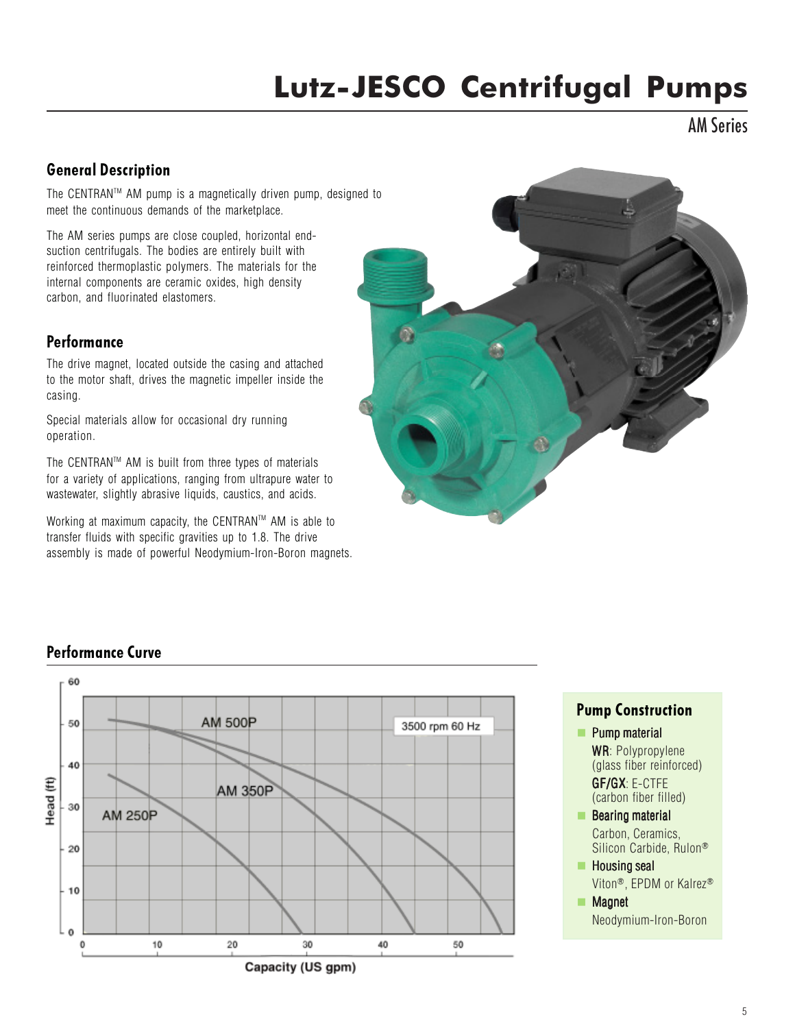# Lutz-JESCO Centrifugal Pumps

AM Series

## General Description

The CENTRAN™ AM pump is a magnetically driven pump, designed to meet the continuous demands of the marketplace.

The AM series pumps are close coupled, horizontal end-suction centrifugals. The bodies are entirely built with reinforced thermoplastic polymers. The materials for the internal components are ceramic oxides, high density carbon, and fluorinated elastomers.

## Performance

The drive magnet, located outside the casing and attached to the motor shaft, drives the magnetic impeller inside the casing.

Special materials allow for occasional dry running operation.

The CENTRAN™ AM is built from three types of materials for a variety of applications, ranging from ultrapure water to wastewater, slightly abrasive liquids, caustics, and acids.

Working at maximum capacity, the CENTRAN™ AM is able to transfer fluids with specific gravities up to 1.8. The drive assembly is made of powerful Neodymium-Iron-Boron magnets.

## Performance Curve

3500 rpm 60 Hz

Curves: AM 500P, AM 350P, AM 250P

Head (ft) vs. Capacity (US gpm)

### Pump Construction

- **Pump material**
  **WR**: Polypropylene (glass fiber reinforced)
  **GF/GX**: E-CTFE (carbon fiber filled)
- **Bearing material**
  Carbon, Ceramics, Silicon Carbide, Rulon®
- **Housing seal**
  Viton®, EPDM or Kalrez®
- **Magnet**
  Neodymium-Iron-Boron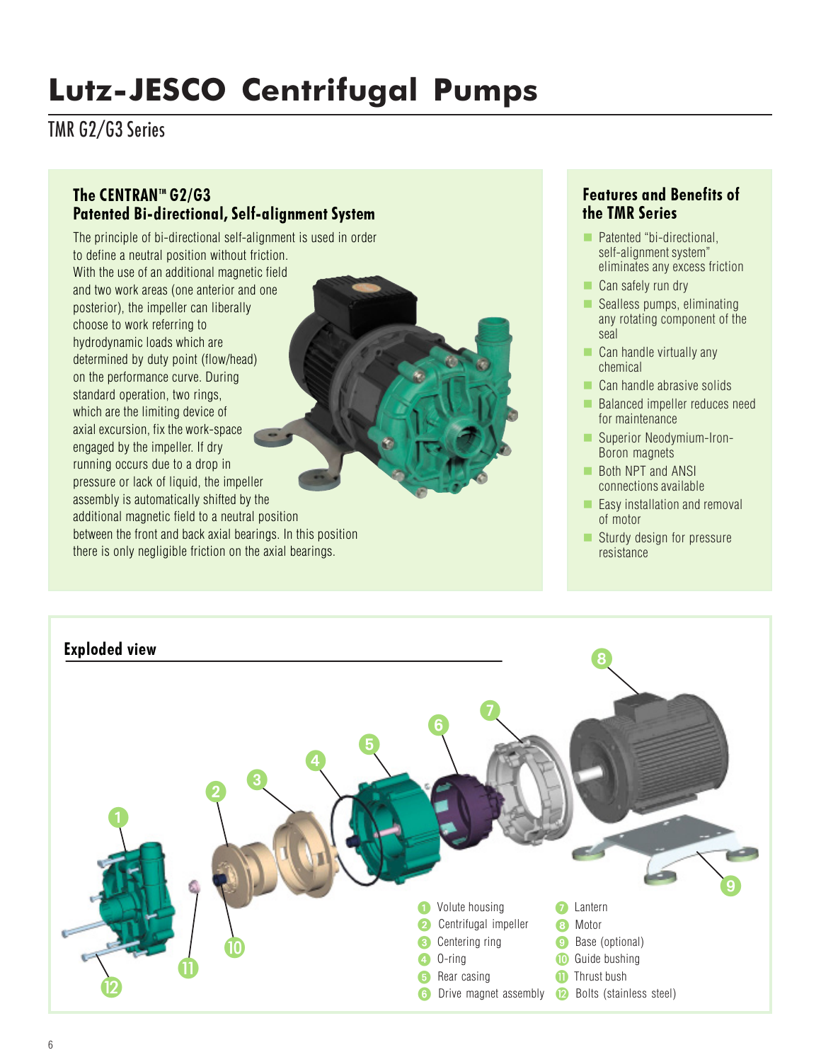# Lutz-JESCO Centrifugal Pumps

## TMR G2/G3 Series

### The CENTRAN™ G2/G3 Patented Bi-directional, Self-alignment System

The principle of bi-directional self-alignment is used in order to define a neutral position without friction. With the use of an additional magnetic field and two work areas (one anterior and one posterior), the impeller can liberally choose to work referring to hydrodynamic loads which are determined by duty point (flow/head) on the performance curve. During standard operation, two rings, which are the limiting device of axial excursion, fix the work-space engaged by the impeller. If dry running occurs due to a drop in pressure or lack of liquid, the impeller assembly is automatically shifted by the additional magnetic field to a neutral position between the front and back axial bearings. In this position there is only negligible friction on the axial bearings.

### Features and Benefits of the TMR Series

- Patented "bi-directional, self-alignment system" eliminates any excess friction
- Can safely run dry
- Sealless pumps, eliminating any rotating component of the seal
- Can handle virtually any chemical
- Can handle abrasive solids
- Balanced impeller reduces need for maintenance
- Superior Neodymium-Iron-Boron magnets
- Both NPT and ANSI connections available
- Easy installation and removal of motor
- Sturdy design for pressure resistance

### Exploded view

1. Volute housing
2. Centrifugal impeller
3. Centering ring
4. O-ring
5. Rear casing
6. Drive magnet assembly
7. Lantern
8. Motor
9. Base (optional)
10. Guide bushing
11. Thrust bush
12. Bolts (stainless steel)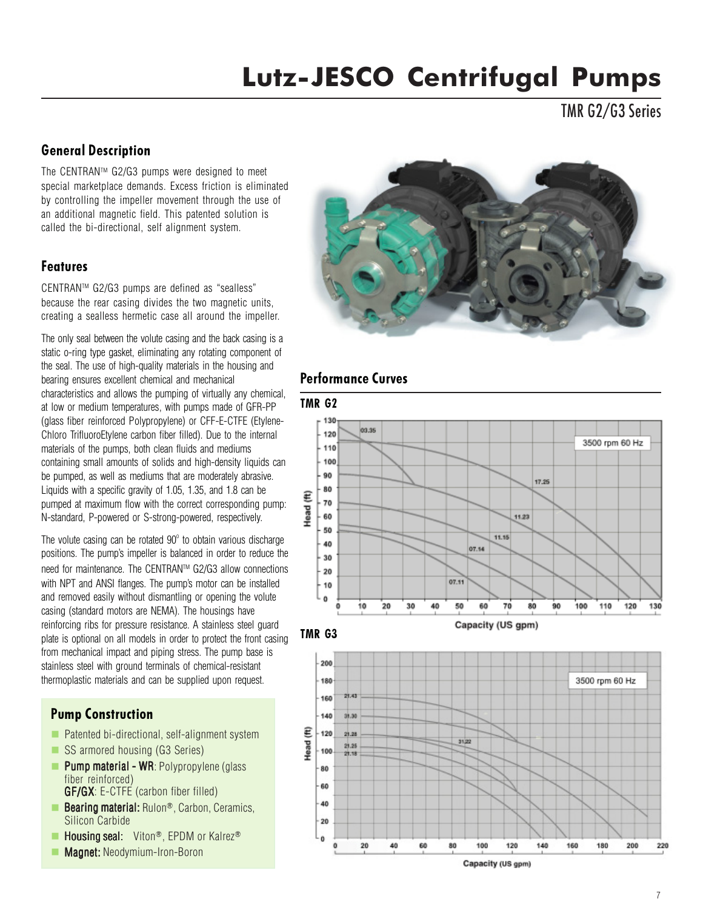# Lutz-JESCO Centrifugal Pumps

## TMR G2/G3 Series

### General Description

The CENTRAN™ G2/G3 pumps were designed to meet special marketplace demands. Excess friction is eliminated by controlling the impeller movement through the use of an additional magnetic field. This patented solution is called the bi-directional, self alignment system.

### Features

CENTRAN™ G2/G3 pumps are defined as "sealless" because the rear casing divides the two magnetic units, creating a sealless hermetic case all around the impeller.

The only seal between the volute casing and the back casing is a static o-ring type gasket, eliminating any rotating component of the seal. The use of high-quality materials in the housing and bearing ensures excellent chemical and mechanical characteristics and allows the pumping of virtually any chemical, at low or medium temperatures, with pumps made of GFR-PP (glass fiber reinforced Polypropylene) or CFF-E-CTFE (Etylene-Chloro TrifluoroEtylene carbon fiber filled). Due to the internal materials of the pumps, both clean fluids and mediums containing small amounts of solids and high-density liquids can be pumped, as well as mediums that are moderately abrasive. Liquids with a specific gravity of 1.05, 1.35, and 1.8 can be pumped at maximum flow with the correct corresponding pump: N-standard, P-powered or S-strong-powered, respectively.

The volute casing can be rotated 90° to obtain various discharge positions. The pump's impeller is balanced in order to reduce the need for maintenance. The CENTRAN™ G2/G3 allow connections with NPT and ANSI flanges. The pump's motor can be installed and removed easily without dismantling or opening the volute casing (standard motors are NEMA). The housings have reinforcing ribs for pressure resistance. A stainless steel guard plate is optional on all models in order to protect the front casing from mechanical impact and piping stress. The pump base is stainless steel with ground terminals of chemical-resistant thermoplastic materials and can be supplied upon request.

### Pump Construction

- Patented bi-directional, self-alignment system
- SS armored housing (G3 Series)
- **Pump material - WR**: Polypropylene (glass fiber reinforced)
  **GF/GX**: E-CTFE (carbon fiber filled)
- **Bearing material:** Rulon®, Carbon, Ceramics, Silicon Carbide
- **Housing seal:** Viton®, EPDM or Kalrez®
- **Magnet:** Neodymium-Iron-Boron

### Performance Curves

**TMR G2**

**TMR G3**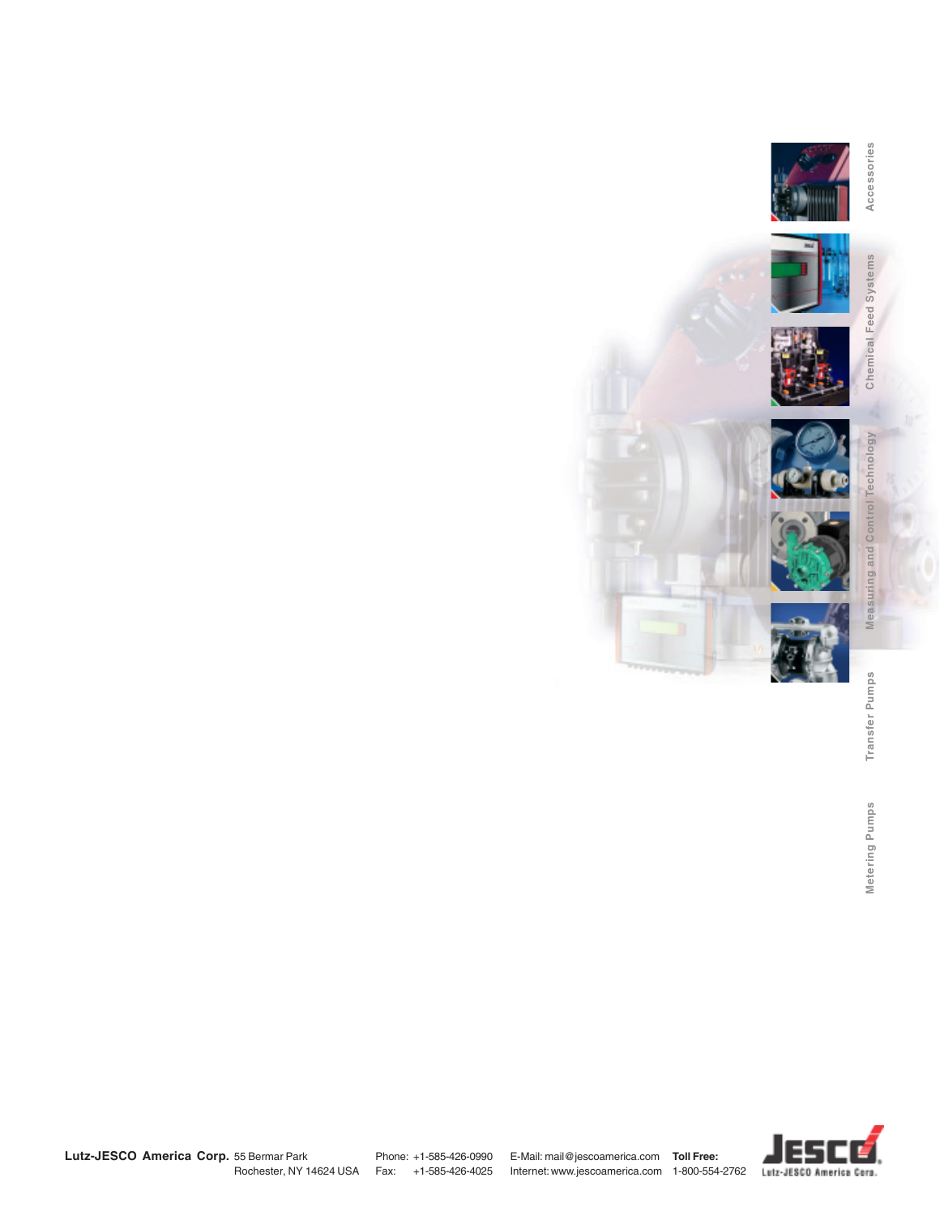Accessories

Chemical Feed Systems

Measuring and Control Technology

Transfer Pumps

Metering Pumps

**Lutz-JESCO America Corp.** 55 Bermar Park
Rochester, NY 14624 USA

Phone: +1-585-426-0990
Fax: +1-585-426-4025

E-Mail: mail@jescoamerica.com
Internet: www.jescoamerica.com

**Toll Free:**
1-800-554-2762

JESCO
Lutz-JESCO America Corp.